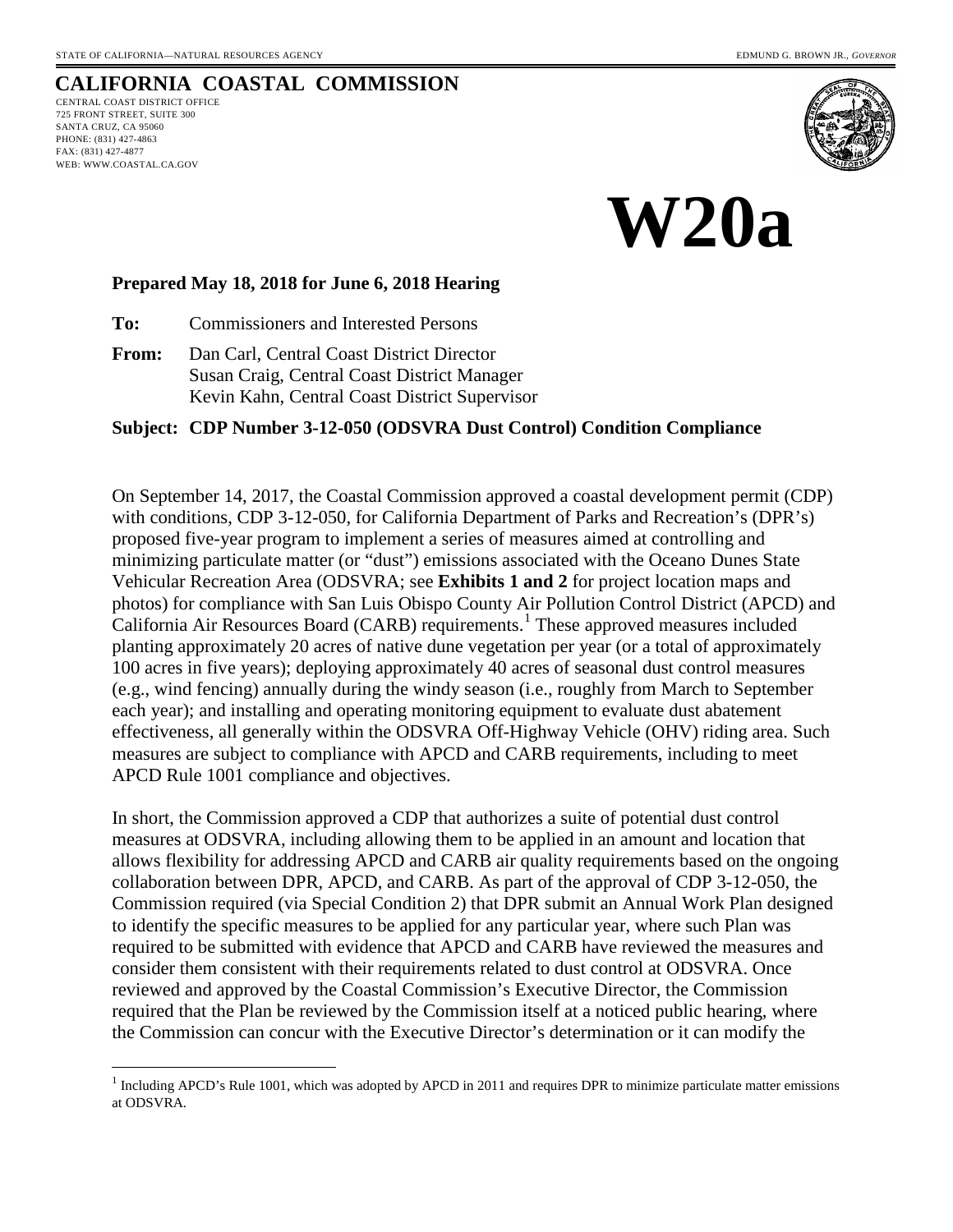STATE OF CALIFORNIA—NATURAL RESOURCES AGENCY EDMUND G. BROWN JR., *GOVERNOR*

# CALIFORNIA COASTAL COMMISSION

CENTRAL COAST DISTRICT OFFICE
725 FRONT STREET, SUITE 300
SANTA CRUZ, CA 95060
PHONE: (831) 427-4863
FAX: (831) 427-4877
WEB: WWW.COASTAL.CA.GOV

# W20a

**Prepared May 18, 2018 for June 6, 2018 Hearing**

**To:** Commissioners and Interested Persons

**From:** Dan Carl, Central Coast District Director
Susan Craig, Central Coast District Manager
Kevin Kahn, Central Coast District Supervisor

**Subject: CDP Number 3-12-050 (ODSVRA Dust Control) Condition Compliance**

On September 14, 2017, the Coastal Commission approved a coastal development permit (CDP) with conditions, CDP 3-12-050, for California Department of Parks and Recreation's (DPR's) proposed five-year program to implement a series of measures aimed at controlling and minimizing particulate matter (or "dust") emissions associated with the Oceano Dunes State Vehicular Recreation Area (ODSVRA; see **Exhibits 1 and 2** for project location maps and photos) for compliance with San Luis Obispo County Air Pollution Control District (APCD) and California Air Resources Board (CARB) requirements.[1] These approved measures included planting approximately 20 acres of native dune vegetation per year (or a total of approximately 100 acres in five years); deploying approximately 40 acres of seasonal dust control measures (e.g., wind fencing) annually during the windy season (i.e., roughly from March to September each year); and installing and operating monitoring equipment to evaluate dust abatement effectiveness, all generally within the ODSVRA Off-Highway Vehicle (OHV) riding area. Such measures are subject to compliance with APCD and CARB requirements, including to meet APCD Rule 1001 compliance and objectives.

In short, the Commission approved a CDP that authorizes a suite of potential dust control measures at ODSVRA, including allowing them to be applied in an amount and location that allows flexibility for addressing APCD and CARB air quality requirements based on the ongoing collaboration between DPR, APCD, and CARB. As part of the approval of CDP 3-12-050, the Commission required (via Special Condition 2) that DPR submit an Annual Work Plan designed to identify the specific measures to be applied for any particular year, where such Plan was required to be submitted with evidence that APCD and CARB have reviewed the measures and consider them consistent with their requirements related to dust control at ODSVRA. Once reviewed and approved by the Coastal Commission's Executive Director, the Commission required that the Plan be reviewed by the Commission itself at a noticed public hearing, where the Commission can concur with the Executive Director's determination or it can modify the

[1] Including APCD's Rule 1001, which was adopted by APCD in 2011 and requires DPR to minimize particulate matter emissions at ODSVRA.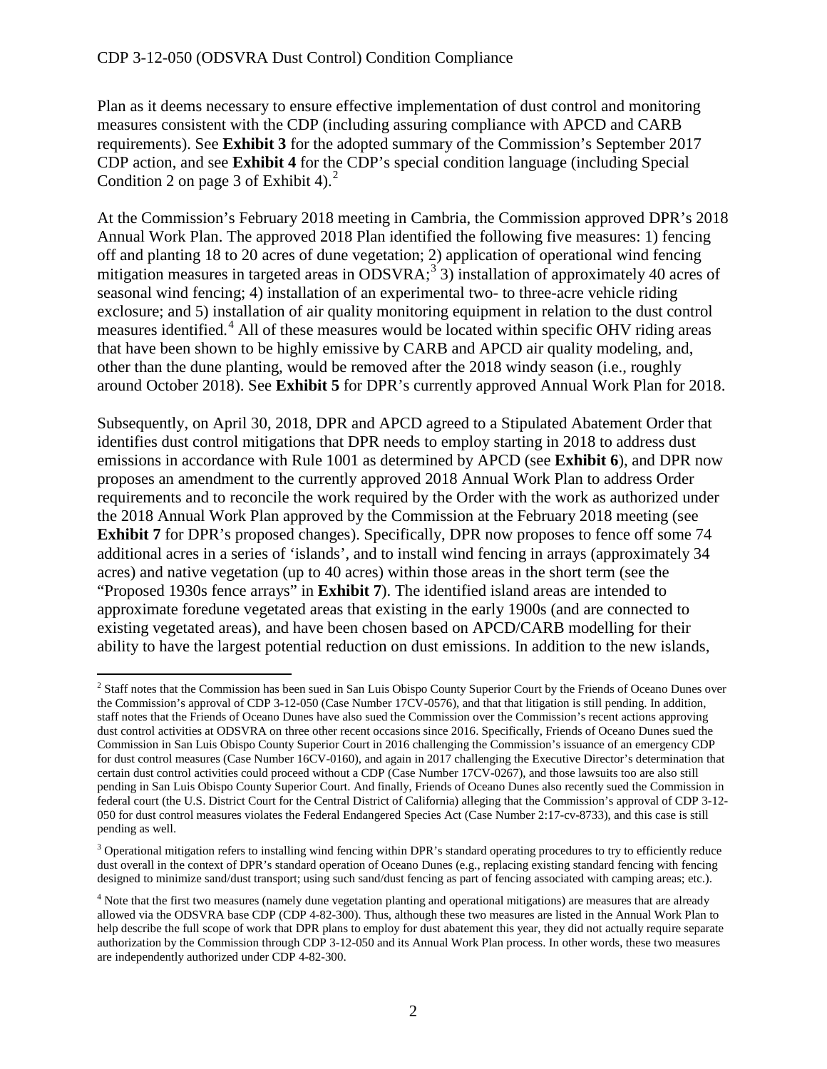Plan as it deems necessary to ensure effective implementation of dust control and monitoring measures consistent with the CDP (including assuring compliance with APCD and CARB requirements). See **Exhibit 3** for the adopted summary of the Commission's September 2017 CDP action, and see **Exhibit 4** for the CDP's special condition language (including Special Condition 2 on page 3 of Exhibit 4).[2]

At the Commission's February 2018 meeting in Cambria, the Commission approved DPR's 2018 Annual Work Plan. The approved 2018 Plan identified the following five measures: 1) fencing off and planting 18 to 20 acres of dune vegetation; 2) application of operational wind fencing mitigation measures in targeted areas in ODSVRA;[3] 3) installation of approximately 40 acres of seasonal wind fencing; 4) installation of an experimental two- to three-acre vehicle riding exclosure; and 5) installation of air quality monitoring equipment in relation to the dust control measures identified.[4] All of these measures would be located within specific OHV riding areas that have been shown to be highly emissive by CARB and APCD air quality modeling, and, other than the dune planting, would be removed after the 2018 windy season (i.e., roughly around October 2018). See **Exhibit 5** for DPR's currently approved Annual Work Plan for 2018.

Subsequently, on April 30, 2018, DPR and APCD agreed to a Stipulated Abatement Order that identifies dust control mitigations that DPR needs to employ starting in 2018 to address dust emissions in accordance with Rule 1001 as determined by APCD (see **Exhibit 6**), and DPR now proposes an amendment to the currently approved 2018 Annual Work Plan to address Order requirements and to reconcile the work required by the Order with the work as authorized under the 2018 Annual Work Plan approved by the Commission at the February 2018 meeting (see **Exhibit 7** for DPR's proposed changes). Specifically, DPR now proposes to fence off some 74 additional acres in a series of 'islands', and to install wind fencing in arrays (approximately 34 acres) and native vegetation (up to 40 acres) within those areas in the short term (see the "Proposed 1930s fence arrays" in **Exhibit 7**). The identified island areas are intended to approximate foredune vegetated areas that existing in the early 1900s (and are connected to existing vegetated areas), and have been chosen based on APCD/CARB modelling for their ability to have the largest potential reduction on dust emissions. In addition to the new islands,

---

[2] Staff notes that the Commission has been sued in San Luis Obispo County Superior Court by the Friends of Oceano Dunes over the Commission's approval of CDP 3-12-050 (Case Number 17CV-0576), and that that litigation is still pending. In addition, staff notes that the Friends of Oceano Dunes have also sued the Commission over the Commission's recent actions approving dust control activities at ODSVRA on three other recent occasions since 2016. Specifically, Friends of Oceano Dunes sued the Commission in San Luis Obispo County Superior Court in 2016 challenging the Commission's issuance of an emergency CDP for dust control measures (Case Number 16CV-0160), and again in 2017 challenging the Executive Director's determination that certain dust control activities could proceed without a CDP (Case Number 17CV-0267), and those lawsuits too are also still pending in San Luis Obispo County Superior Court. And finally, Friends of Oceano Dunes also recently sued the Commission in federal court (the U.S. District Court for the Central District of California) alleging that the Commission's approval of CDP 3-12-050 for dust control measures violates the Federal Endangered Species Act (Case Number 2:17-cv-8733), and this case is still pending as well.

[3] Operational mitigation refers to installing wind fencing within DPR's standard operating procedures to try to efficiently reduce dust overall in the context of DPR's standard operation of Oceano Dunes (e.g., replacing existing standard fencing with fencing designed to minimize sand/dust transport; using such sand/dust fencing as part of fencing associated with camping areas; etc.).

[4] Note that the first two measures (namely dune vegetation planting and operational mitigations) are measures that are already allowed via the ODSVRA base CDP (CDP 4-82-300). Thus, although these two measures are listed in the Annual Work Plan to help describe the full scope of work that DPR plans to employ for dust abatement this year, they did not actually require separate authorization by the Commission through CDP 3-12-050 and its Annual Work Plan process. In other words, these two measures are independently authorized under CDP 4-82-300.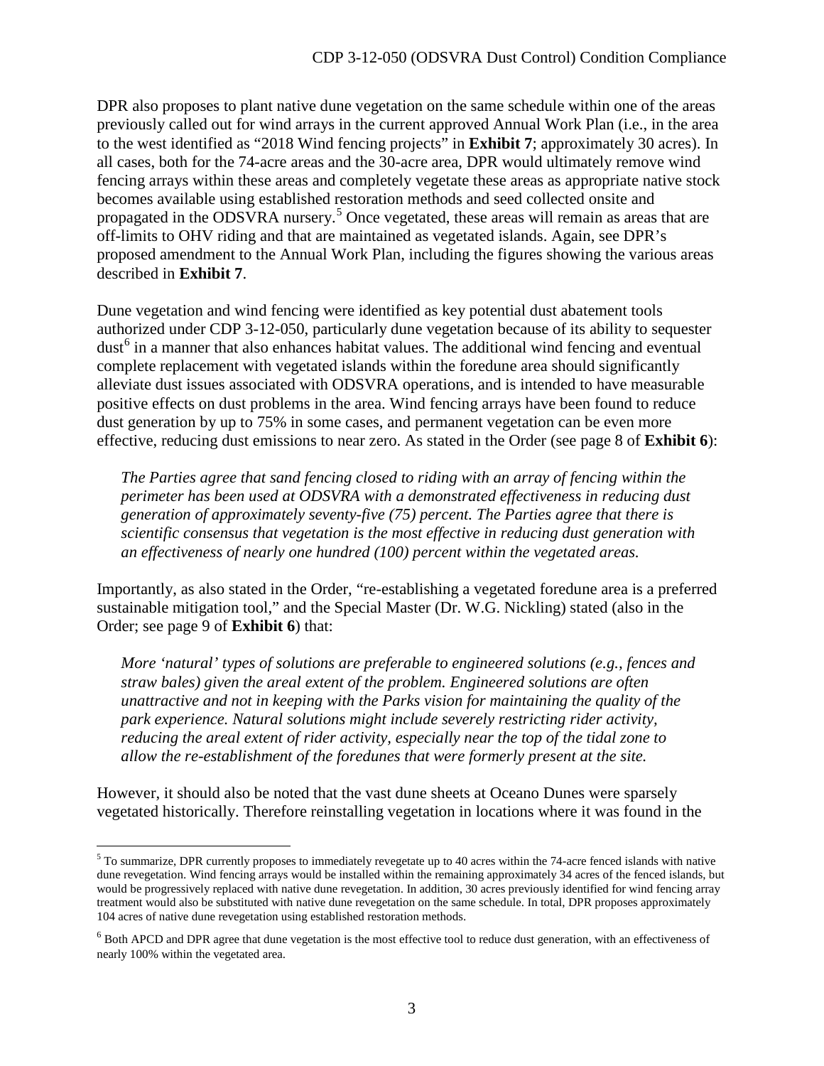DPR also proposes to plant native dune vegetation on the same schedule within one of the areas previously called out for wind arrays in the current approved Annual Work Plan (i.e., in the area to the west identified as "2018 Wind fencing projects" in **Exhibit 7**; approximately 30 acres). In all cases, both for the 74-acre areas and the 30-acre area, DPR would ultimately remove wind fencing arrays within these areas and completely vegetate these areas as appropriate native stock becomes available using established restoration methods and seed collected onsite and propagated in the ODSVRA nursery.[5] Once vegetated, these areas will remain as areas that are off-limits to OHV riding and that are maintained as vegetated islands. Again, see DPR's proposed amendment to the Annual Work Plan, including the figures showing the various areas described in **Exhibit 7**.

Dune vegetation and wind fencing were identified as key potential dust abatement tools authorized under CDP 3-12-050, particularly dune vegetation because of its ability to sequester dust[6] in a manner that also enhances habitat values. The additional wind fencing and eventual complete replacement with vegetated islands within the foredune area should significantly alleviate dust issues associated with ODSVRA operations, and is intended to have measurable positive effects on dust problems in the area. Wind fencing arrays have been found to reduce dust generation by up to 75% in some cases, and permanent vegetation can be even more effective, reducing dust emissions to near zero. As stated in the Order (see page 8 of **Exhibit 6**):

> *The Parties agree that sand fencing closed to riding with an array of fencing within the perimeter has been used at ODSVRA with a demonstrated effectiveness in reducing dust generation of approximately seventy-five (75) percent. The Parties agree that there is scientific consensus that vegetation is the most effective in reducing dust generation with an effectiveness of nearly one hundred (100) percent within the vegetated areas.*

Importantly, as also stated in the Order, "re-establishing a vegetated foredune area is a preferred sustainable mitigation tool," and the Special Master (Dr. W.G. Nickling) stated (also in the Order; see page 9 of **Exhibit 6**) that:

> *More 'natural' types of solutions are preferable to engineered solutions (e.g., fences and straw bales) given the areal extent of the problem. Engineered solutions are often unattractive and not in keeping with the Parks vision for maintaining the quality of the park experience. Natural solutions might include severely restricting rider activity, reducing the areal extent of rider activity, especially near the top of the tidal zone to allow the re-establishment of the foredunes that were formerly present at the site.*

However, it should also be noted that the vast dune sheets at Oceano Dunes were sparsely vegetated historically. Therefore reinstalling vegetation in locations where it was found in the

---

[5] To summarize, DPR currently proposes to immediately revegetate up to 40 acres within the 74-acre fenced islands with native dune revegetation. Wind fencing arrays would be installed within the remaining approximately 34 acres of the fenced islands, but would be progressively replaced with native dune revegetation. In addition, 30 acres previously identified for wind fencing array treatment would also be substituted with native dune revegetation on the same schedule. In total, DPR proposes approximately 104 acres of native dune revegetation using established restoration methods.

[6] Both APCD and DPR agree that dune vegetation is the most effective tool to reduce dust generation, with an effectiveness of nearly 100% within the vegetated area.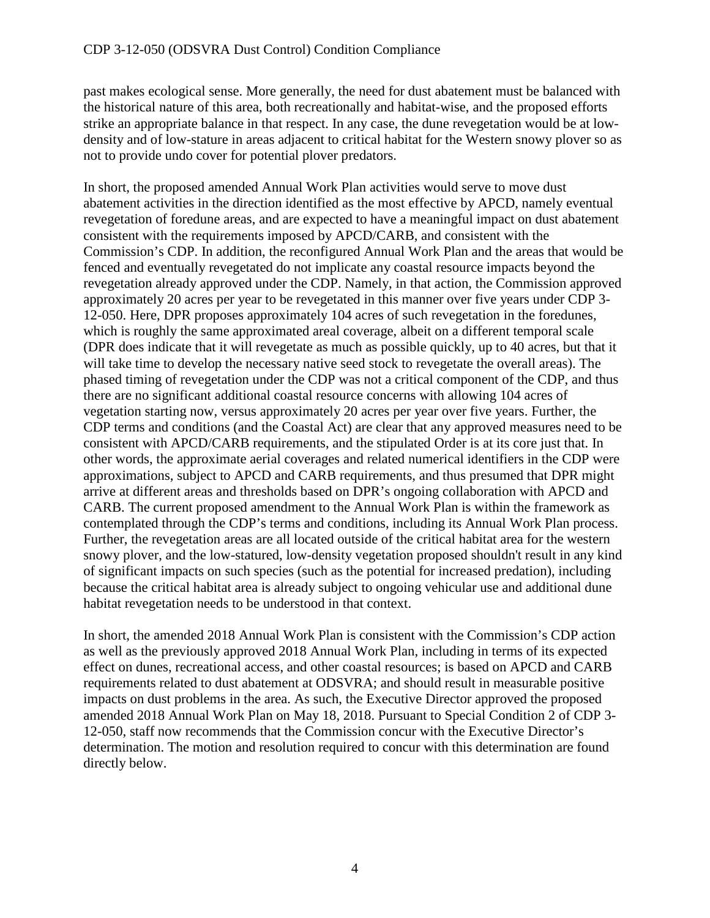past makes ecological sense. More generally, the need for dust abatement must be balanced with the historical nature of this area, both recreationally and habitat-wise, and the proposed efforts strike an appropriate balance in that respect. In any case, the dune revegetation would be at low-density and of low-stature in areas adjacent to critical habitat for the Western snowy plover so as not to provide undo cover for potential plover predators.

In short, the proposed amended Annual Work Plan activities would serve to move dust abatement activities in the direction identified as the most effective by APCD, namely eventual revegetation of foredune areas, and are expected to have a meaningful impact on dust abatement consistent with the requirements imposed by APCD/CARB, and consistent with the Commission's CDP. In addition, the reconfigured Annual Work Plan and the areas that would be fenced and eventually revegetated do not implicate any coastal resource impacts beyond the revegetation already approved under the CDP. Namely, in that action, the Commission approved approximately 20 acres per year to be revegetated in this manner over five years under CDP 3-12-050. Here, DPR proposes approximately 104 acres of such revegetation in the foredunes, which is roughly the same approximated areal coverage, albeit on a different temporal scale (DPR does indicate that it will revegetate as much as possible quickly, up to 40 acres, but that it will take time to develop the necessary native seed stock to revegetate the overall areas). The phased timing of revegetation under the CDP was not a critical component of the CDP, and thus there are no significant additional coastal resource concerns with allowing 104 acres of vegetation starting now, versus approximately 20 acres per year over five years. Further, the CDP terms and conditions (and the Coastal Act) are clear that any approved measures need to be consistent with APCD/CARB requirements, and the stipulated Order is at its core just that. In other words, the approximate aerial coverages and related numerical identifiers in the CDP were approximations, subject to APCD and CARB requirements, and thus presumed that DPR might arrive at different areas and thresholds based on DPR's ongoing collaboration with APCD and CARB. The current proposed amendment to the Annual Work Plan is within the framework as contemplated through the CDP's terms and conditions, including its Annual Work Plan process. Further, the revegetation areas are all located outside of the critical habitat area for the western snowy plover, and the low-statured, low-density vegetation proposed shouldn't result in any kind of significant impacts on such species (such as the potential for increased predation), including because the critical habitat area is already subject to ongoing vehicular use and additional dune habitat revegetation needs to be understood in that context.

In short, the amended 2018 Annual Work Plan is consistent with the Commission's CDP action as well as the previously approved 2018 Annual Work Plan, including in terms of its expected effect on dunes, recreational access, and other coastal resources; is based on APCD and CARB requirements related to dust abatement at ODSVRA; and should result in measurable positive impacts on dust problems in the area. As such, the Executive Director approved the proposed amended 2018 Annual Work Plan on May 18, 2018. Pursuant to Special Condition 2 of CDP 3-12-050, staff now recommends that the Commission concur with the Executive Director's determination. The motion and resolution required to concur with this determination are found directly below.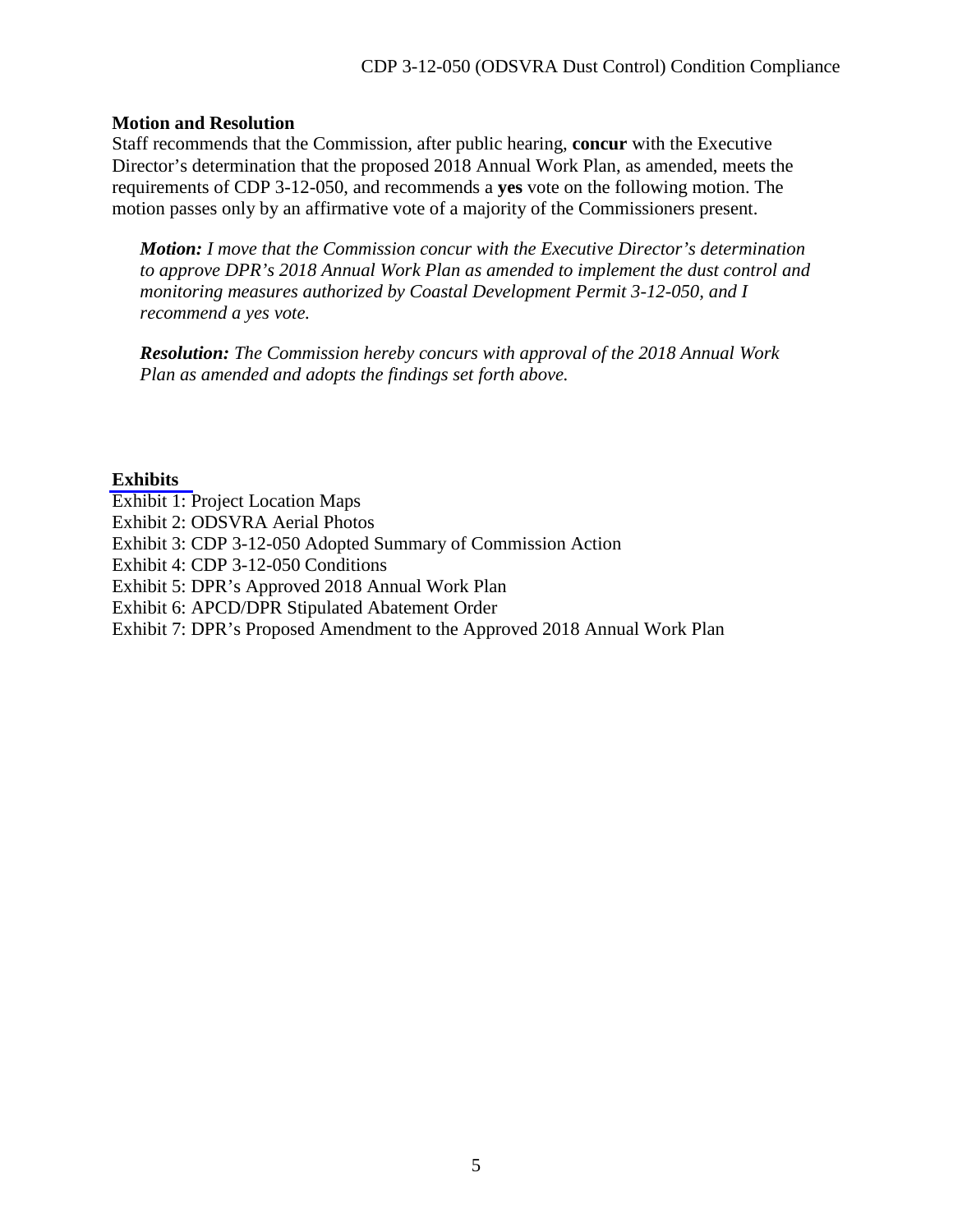## Motion and Resolution

Staff recommends that the Commission, after public hearing, **concur** with the Executive Director's determination that the proposed 2018 Annual Work Plan, as amended, meets the requirements of CDP 3-12-050, and recommends a **yes** vote on the following motion. The motion passes only by an affirmative vote of a majority of the Commissioners present.

> ***Motion:*** *I move that the Commission concur with the Executive Director's determination to approve DPR's 2018 Annual Work Plan as amended to implement the dust control and monitoring measures authorized by Coastal Development Permit 3-12-050, and I recommend a yes vote.*
>
> ***Resolution:*** *The Commission hereby concurs with approval of the 2018 Annual Work Plan as amended and adopts the findings set forth above.*

## Exhibits

Exhibit 1: Project Location Maps
Exhibit 2: ODSVRA Aerial Photos
Exhibit 3: CDP 3-12-050 Adopted Summary of Commission Action
Exhibit 4: CDP 3-12-050 Conditions
Exhibit 5: DPR's Approved 2018 Annual Work Plan
Exhibit 6: APCD/DPR Stipulated Abatement Order
Exhibit 7: DPR's Proposed Amendment to the Approved 2018 Annual Work Plan